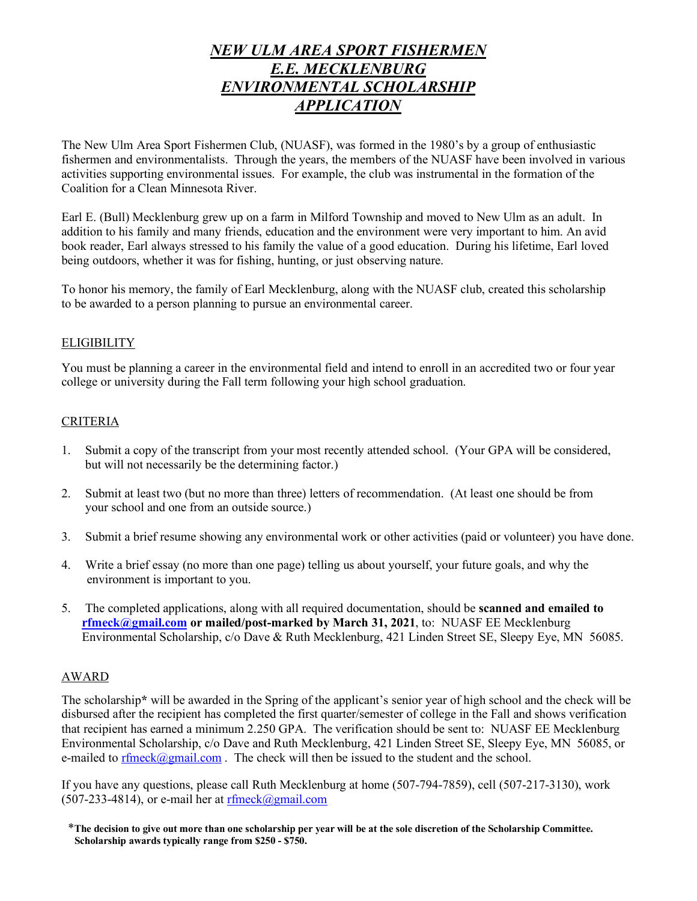# *NEW ULM AREA SPORT FISHERMEN E.E. MECKLENBURG ENVIRONMENTAL SCHOLARSHIP APPLICATION*

The New Ulm Area Sport Fishermen Club, (NUASF), was formed in the 1980's by a group of enthusiastic fishermen and environmentalists. Through the years, the members of the NUASF have been involved in various activities supporting environmental issues. For example, the club was instrumental in the formation of the Coalition for a Clean Minnesota River.

Earl E. (Bull) Mecklenburg grew up on a farm in Milford Township and moved to New Ulm as an adult. In addition to his family and many friends, education and the environment were very important to him. An avid book reader, Earl always stressed to his family the value of a good education. During his lifetime, Earl loved being outdoors, whether it was for fishing, hunting, or just observing nature.

To honor his memory, the family of Earl Mecklenburg, along with the NUASF club, created this scholarship to be awarded to a person planning to pursue an environmental career.

## ELIGIBILITY

You must be planning a career in the environmental field and intend to enroll in an accredited two or four year college or university during the Fall term following your high school graduation.

## CRITERIA

1. Submit a copy of the transcript from your most recently attended school. (Your GPA will be considered, but will not necessarily be the determining factor.)
2. Submit at least two (but no more than three) letters of recommendation. (At least one should be from your school and one from an outside source.)
3. Submit a brief resume showing any environmental work or other activities (paid or volunteer) you have done.
4. Write a brief essay (no more than one page) telling us about yourself, your future goals, and why the environment is important to you.
5. The completed applications, along with all required documentation, should be **scanned and emailed to rfmeck@gmail.com or mailed/post-marked by March 31, 2021**, to: NUASF EE Mecklenburg Environmental Scholarship, c/o Dave & Ruth Mecklenburg, 421 Linden Street SE, Sleepy Eye, MN 56085.

## AWARD

The scholarship* will be awarded in the Spring of the applicant's senior year of high school and the check will be disbursed after the recipient has completed the first quarter/semester of college in the Fall and shows verification that recipient has earned a minimum 2.250 GPA. The verification should be sent to: NUASF EE Mecklenburg Environmental Scholarship, c/o Dave and Ruth Mecklenburg, 421 Linden Street SE, Sleepy Eye, MN 56085, or e-mailed to rfmeck@gmail.com . The check will then be issued to the student and the school.

If you have any questions, please call Ruth Mecklenburg at home (507-794-7859), cell (507-217-3130), work (507-233-4814), or e-mail her at rfmeck@gmail.com

*__The decision to give out more than one scholarship per year will be at the sole discretion of the Scholarship Committee. Scholarship awards typically range from $250 - $750.__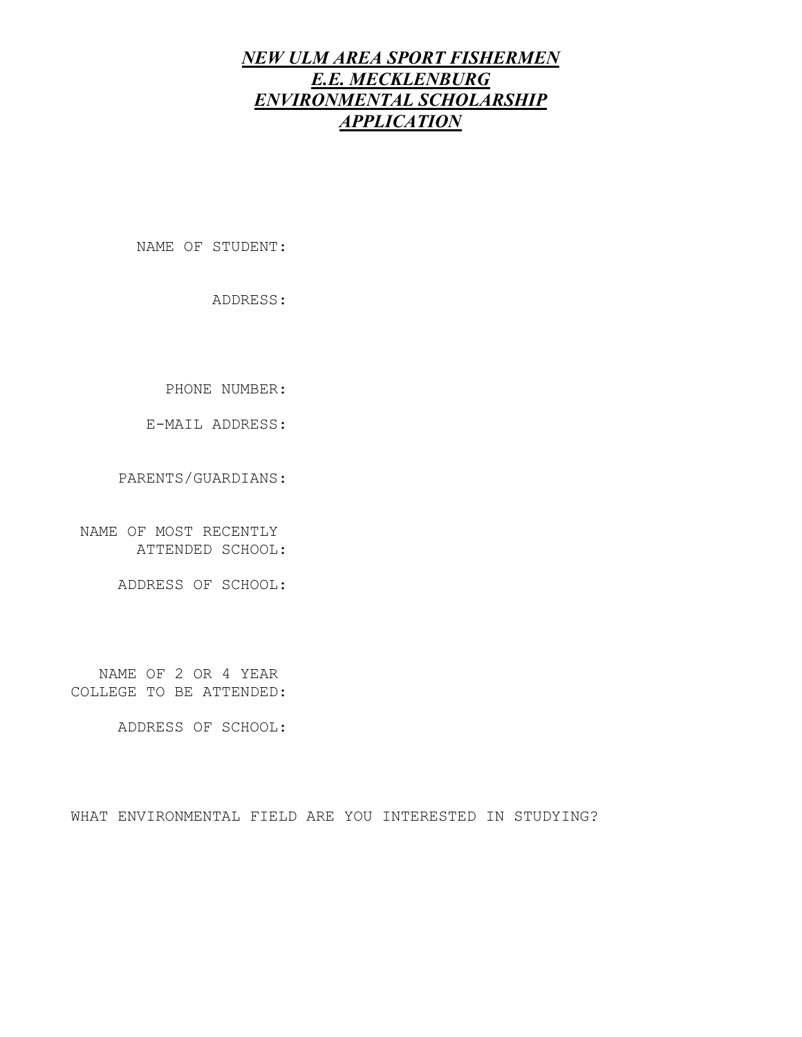# ***NEW ULM AREA SPORT FISHERMEN***
# ***E.E. MECKLENBURG***
# ***ENVIRONMENTAL SCHOLARSHIP***
# ***APPLICATION***

NAME OF STUDENT:

ADDRESS:

PHONE NUMBER:

E-MAIL ADDRESS:

PARENTS/GUARDIANS:

NAME OF MOST RECENTLY ATTENDED SCHOOL:

ADDRESS OF SCHOOL:

NAME OF 2 OR 4 YEAR COLLEGE TO BE ATTENDED:

ADDRESS OF SCHOOL:

WHAT ENVIRONMENTAL FIELD ARE YOU INTERESTED IN STUDYING?